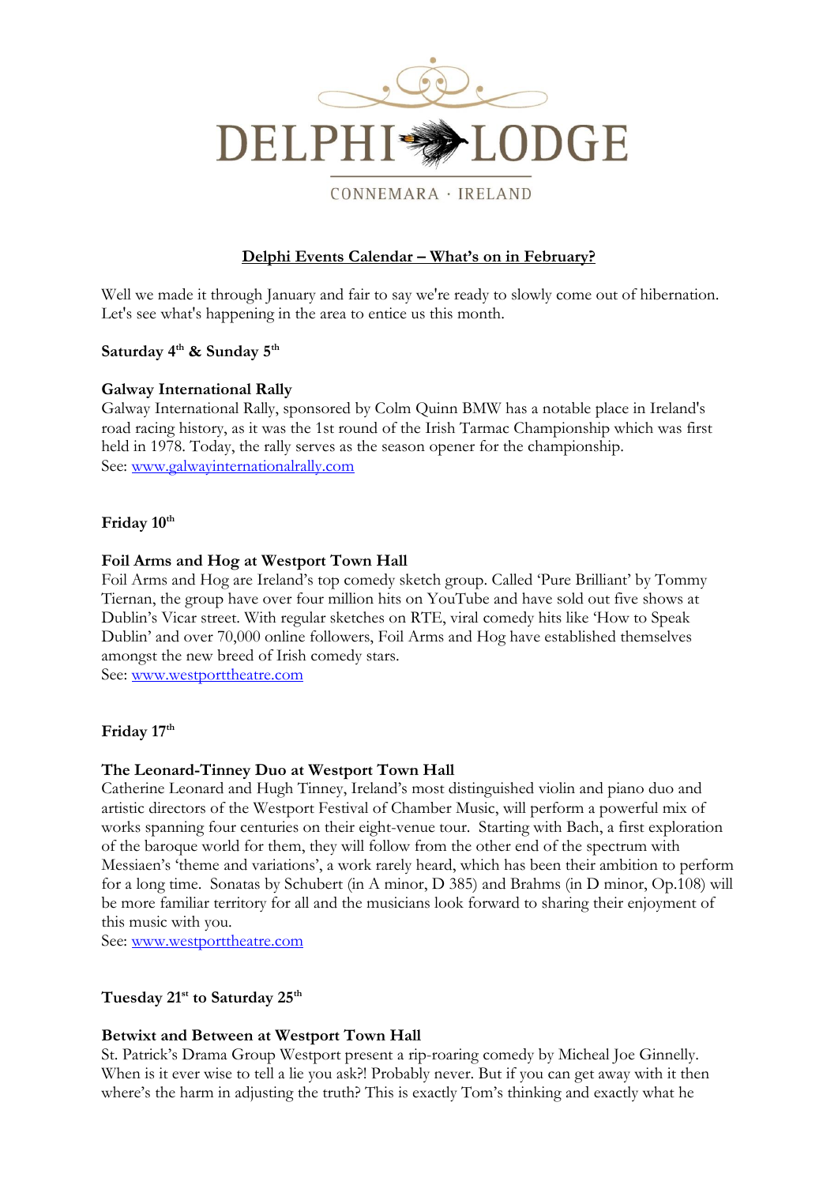# DELPHI LODGE

CONNEMARA · IRELAND

## Delphi Events Calendar – What's on in February?

Well we made it through January and fair to say we're ready to slowly come out of hibernation. Let's see what's happening in the area to entice us this month.

**Saturday 4th & Sunday 5th**

**Galway International Rally**
Galway International Rally, sponsored by Colm Quinn BMW has a notable place in Ireland's road racing history, as it was the 1st round of the Irish Tarmac Championship which was first held in 1978. Today, the rally serves as the season opener for the championship.
See: [www.galwayinternationalrally.com](www.galwayinternationalrally.com)

**Friday 10th**

**Foil Arms and Hog at Westport Town Hall**
Foil Arms and Hog are Ireland's top comedy sketch group. Called 'Pure Brilliant' by Tommy Tiernan, the group have over four million hits on YouTube and have sold out five shows at Dublin's Vicar street. With regular sketches on RTE, viral comedy hits like 'How to Speak Dublin' and over 70,000 online followers, Foil Arms and Hog have established themselves amongst the new breed of Irish comedy stars.
See: [www.westporttheatre.com](www.westporttheatre.com)

**Friday 17th**

**The Leonard-Tinney Duo at Westport Town Hall**
Catherine Leonard and Hugh Tinney, Ireland's most distinguished violin and piano duo and artistic directors of the Westport Festival of Chamber Music, will perform a powerful mix of works spanning four centuries on their eight-venue tour. Starting with Bach, a first exploration of the baroque world for them, they will follow from the other end of the spectrum with Messiaen's 'theme and variations', a work rarely heard, which has been their ambition to perform for a long time. Sonatas by Schubert (in A minor, D 385) and Brahms (in D minor, Op.108) will be more familiar territory for all and the musicians look forward to sharing their enjoyment of this music with you.
See: [www.westporttheatre.com](www.westporttheatre.com)

**Tuesday 21st to Saturday 25th**

**Betwixt and Between at Westport Town Hall**
St. Patrick's Drama Group Westport present a rip-roaring comedy by Micheal Joe Ginnelly. When is it ever wise to tell a lie you ask?! Probably never. But if you can get away with it then where's the harm in adjusting the truth? This is exactly Tom's thinking and exactly what he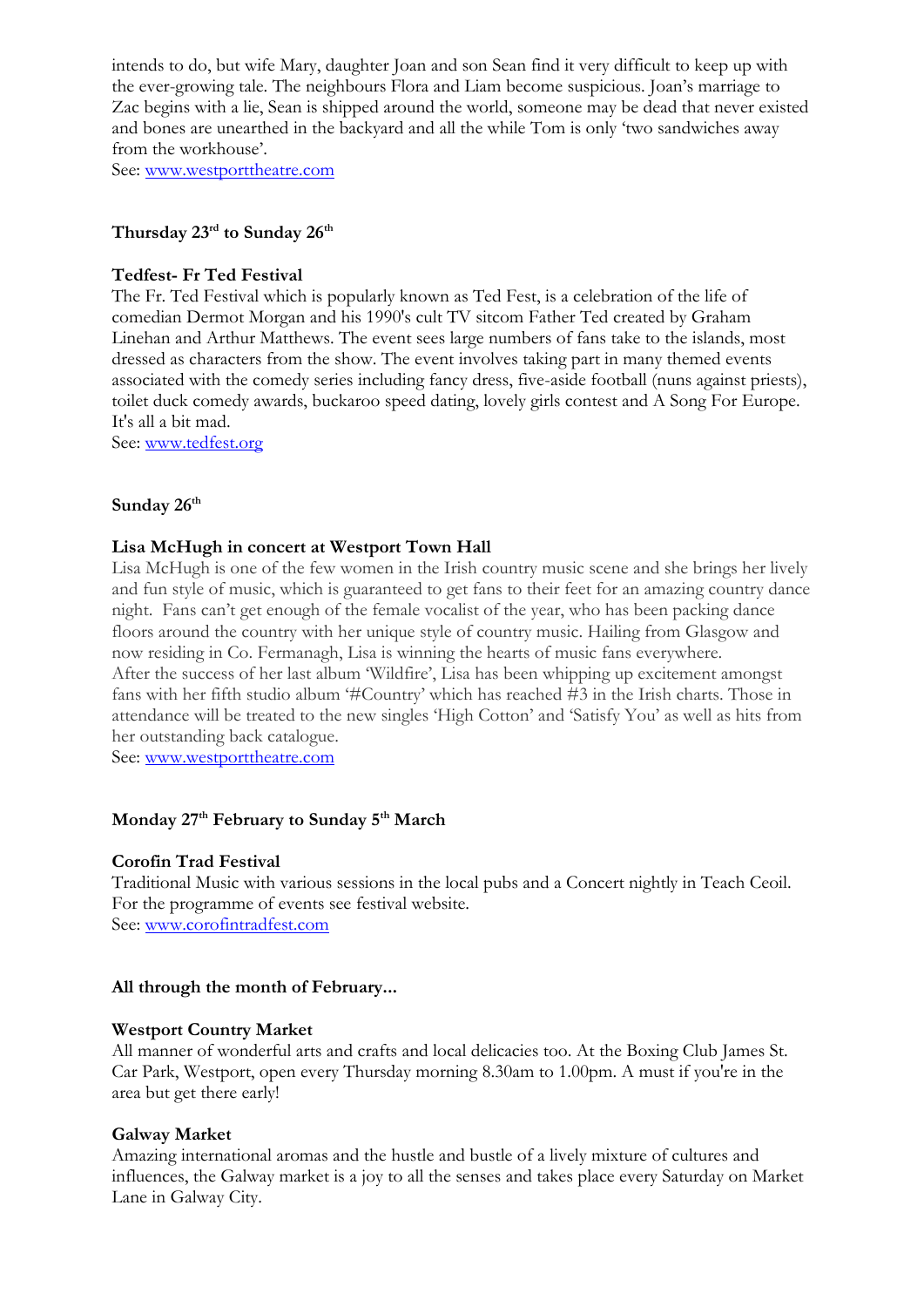intends to do, but wife Mary, daughter Joan and son Sean find it very difficult to keep up with the ever-growing tale. The neighbours Flora and Liam become suspicious. Joan's marriage to Zac begins with a lie, Sean is shipped around the world, someone may be dead that never existed and bones are unearthed in the backyard and all the while Tom is only 'two sandwiches away from the workhouse'.
See: www.westporttheatre.com

**Thursday 23rd to Sunday 26th**

**Tedfest- Fr Ted Festival**
The Fr. Ted Festival which is popularly known as Ted Fest, is a celebration of the life of comedian Dermot Morgan and his 1990's cult TV sitcom Father Ted created by Graham Linehan and Arthur Matthews. The event sees large numbers of fans take to the islands, most dressed as characters from the show. The event involves taking part in many themed events associated with the comedy series including fancy dress, five-aside football (nuns against priests), toilet duck comedy awards, buckaroo speed dating, lovely girls contest and A Song For Europe. It's all a bit mad.
See: www.tedfest.org

**Sunday 26th**

**Lisa McHugh in concert at Westport Town Hall**
Lisa McHugh is one of the few women in the Irish country music scene and she brings her lively and fun style of music, which is guaranteed to get fans to their feet for an amazing country dance night. Fans can't get enough of the female vocalist of the year, who has been packing dance floors around the country with her unique style of country music. Hailing from Glasgow and now residing in Co. Fermanagh, Lisa is winning the hearts of music fans everywhere.
After the success of her last album 'Wildfire', Lisa has been whipping up excitement amongst fans with her fifth studio album '#Country' which has reached #3 in the Irish charts. Those in attendance will be treated to the new singles 'High Cotton' and 'Satisfy You' as well as hits from her outstanding back catalogue.
See: www.westporttheatre.com

**Monday 27th February to Sunday 5th March**

**Corofin Trad Festival**
Traditional Music with various sessions in the local pubs and a Concert nightly in Teach Ceoil. For the programme of events see festival website.
See: www.corofintradfest.com

**All through the month of February...**

**Westport Country Market**
All manner of wonderful arts and crafts and local delicacies too. At the Boxing Club James St. Car Park, Westport, open every Thursday morning 8.30am to 1.00pm. A must if you're in the area but get there early!

**Galway Market**
Amazing international aromas and the hustle and bustle of a lively mixture of cultures and influences, the Galway market is a joy to all the senses and takes place every Saturday on Market Lane in Galway City.